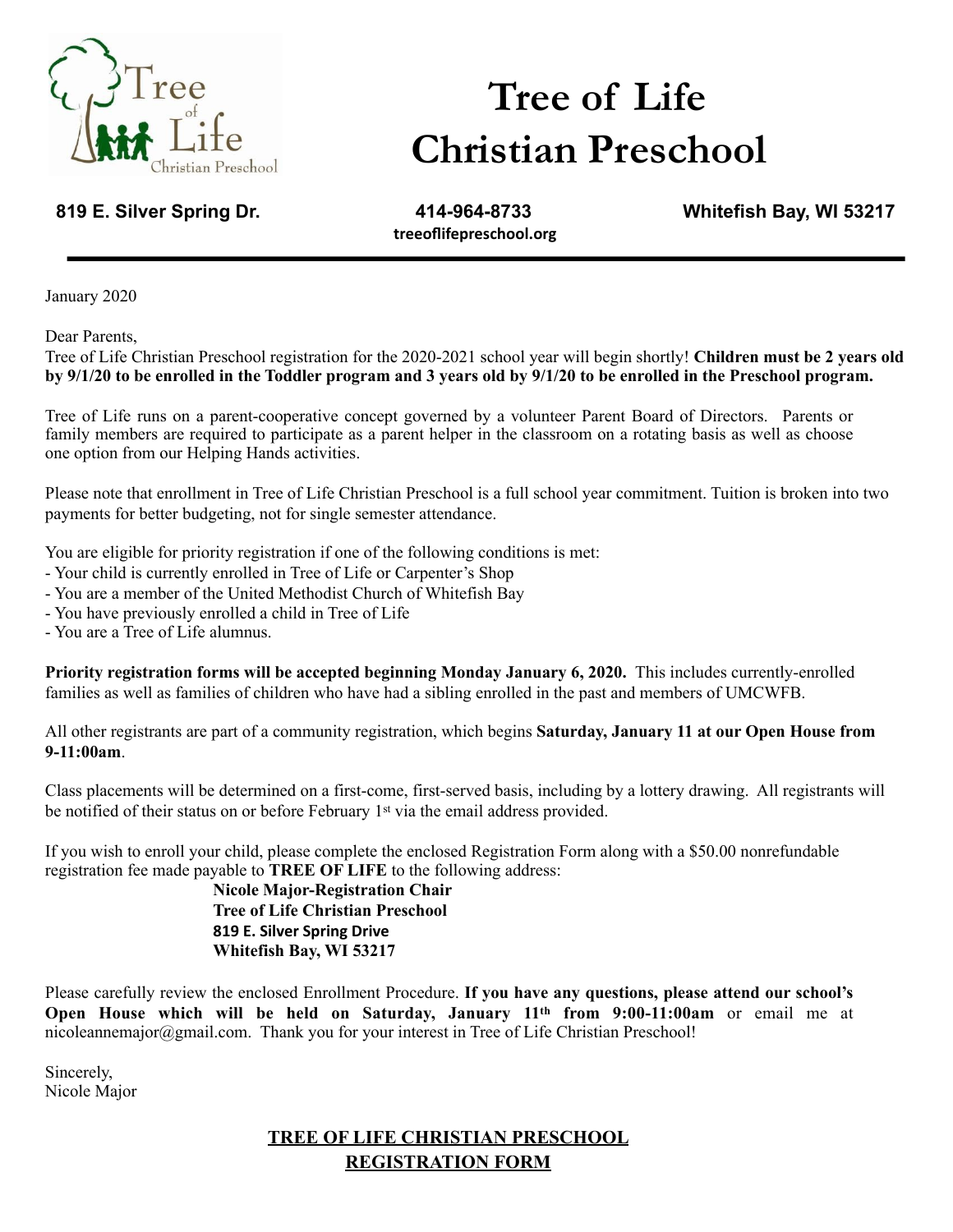# Tree of Life Christian Preschool

**819 E. Silver Spring Dr.** **414-964-8733** **Whitefish Bay, WI 53217**

**treeoflifepreschool.org**

---

January 2020

Dear Parents,

Tree of Life Christian Preschool registration for the 2020-2021 school year will begin shortly! **Children must be 2 years old by 9/1/20 to be enrolled in the Toddler program and 3 years old by 9/1/20 to be enrolled in the Preschool program.**

Tree of Life runs on a parent-cooperative concept governed by a volunteer Parent Board of Directors. Parents or family members are required to participate as a parent helper in the classroom on a rotating basis as well as choose one option from our Helping Hands activities.

Please note that enrollment in Tree of Life Christian Preschool is a full school year commitment. Tuition is broken into two payments for better budgeting, not for single semester attendance.

You are eligible for priority registration if one of the following conditions is met:

- Your child is currently enrolled in Tree of Life or Carpenter's Shop
- You are a member of the United Methodist Church of Whitefish Bay
- You have previously enrolled a child in Tree of Life
- You are a Tree of Life alumnus.

**Priority registration forms will be accepted beginning Monday January 6, 2020.** This includes currently-enrolled families as well as families of children who have had a sibling enrolled in the past and members of UMCWFB.

All other registrants are part of a community registration, which begins **Saturday, January 11 at our Open House from 9-11:00am**.

Class placements will be determined on a first-come, first-served basis, including by a lottery drawing. All registrants will be notified of their status on or before February 1st via the email address provided.

If you wish to enroll your child, please complete the enclosed Registration Form along with a $50.00 nonrefundable registration fee made payable to **TREE OF LIFE** to the following address:

**Nicole Major-Registration Chair**
**Tree of Life Christian Preschool**
**819 E. Silver Spring Drive**
**Whitefish Bay, WI 53217**

Please carefully review the enclosed Enrollment Procedure. **If you have any questions, please attend our school's Open House which will be held on Saturday, January 11th from 9:00-11:00am** or email me at nicoleannemajor@gmail.com. Thank you for your interest in Tree of Life Christian Preschool!

Sincerely,
Nicole Major

## TREE OF LIFE CHRISTIAN PRESCHOOL REGISTRATION FORM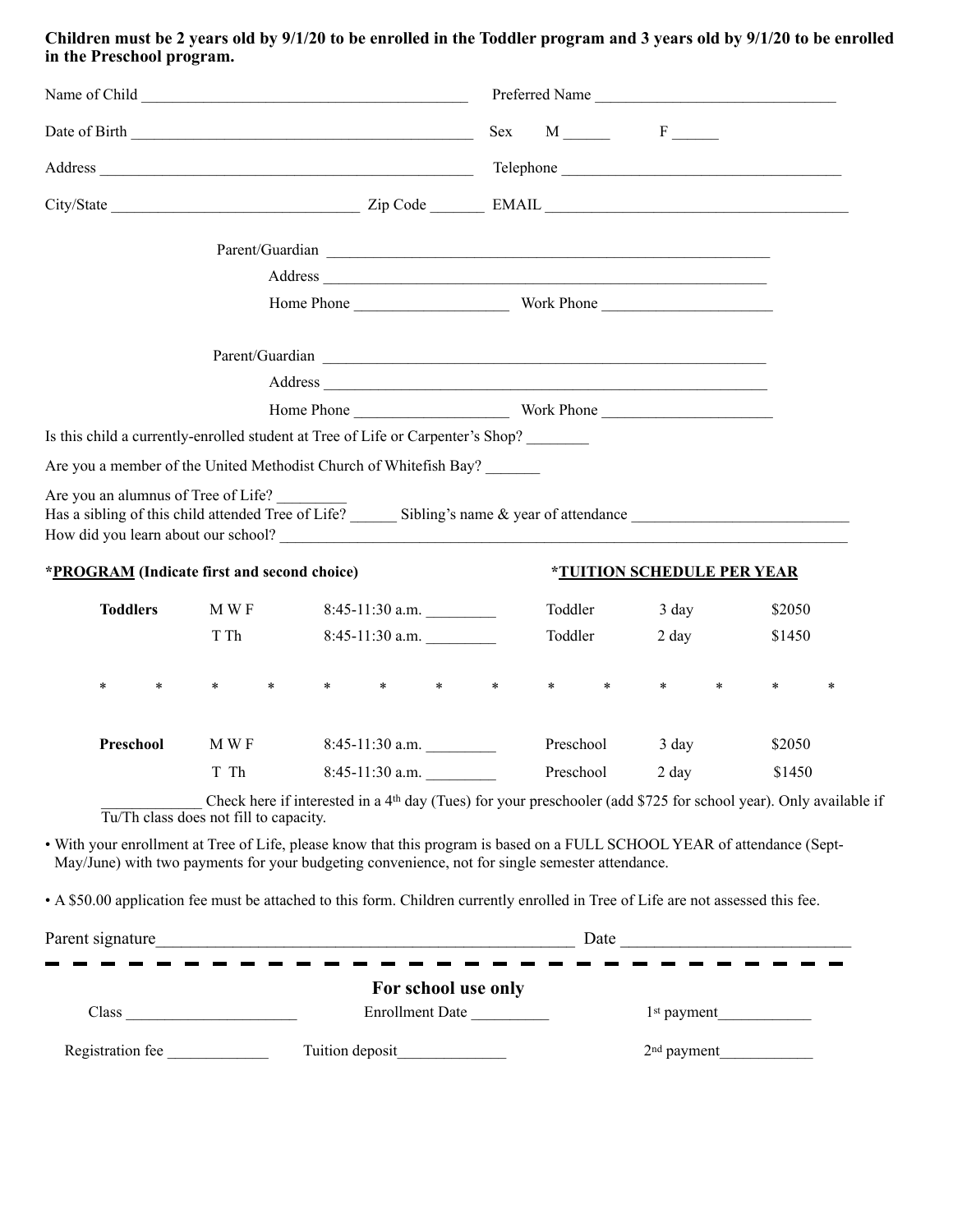**Children must be 2 years old by 9/1/20 to be enrolled in the Toddler program and 3 years old by 9/1/20 to be enrolled in the Preschool program.**

Name of Child ________________________________________ Preferred Name ______________________________

Date of Birth ___________________________________________ Sex M ______ F ______

Address _________________________________________________ Telephone ____________________________________

City/State ______________________________ Zip Code _______ EMAIL ______________________________________

Parent/Guardian ___________________________________________________________

Address ___________________________________________________________

Home Phone ___________________ Work Phone _____________________

Parent/Guardian ___________________________________________________________

Address ___________________________________________________________

Home Phone ___________________ Work Phone _____________________

Is this child a currently-enrolled student at Tree of Life or Carpenter's Shop? ________

Are you a member of the United Methodist Church of Whitefish Bay? _______

Are you an alumnus of Tree of Life? _________

Has a sibling of this child attended Tree of Life? ______ Sibling's name & year of attendance ___________________________

How did you learn about our school? ___________________________________________________________________________

| ***PROGRAM** (Indicate first and second choice) | | | ***TUITION SCHEDULE PER YEAR** | | |
|---|---|---|---|---|---|
| **Toddlers** | M W F | 8:45-11:30 a.m. _________ | Toddler | 3 day | $2050 |
| | T Th | 8:45-11:30 a.m. _________ | Toddler | 2 day | $1450 |
| * * | * * | * * * * | * * | * * | * * |
| **Preschool** | M W F | 8:45-11:30 a.m. _________ | Preschool | 3 day | $2050 |
| | T Th | 8:45-11:30 a.m. _________ | Preschool | 2 day | $1450 |

____________ Check here if interested in a 4th day (Tues) for your preschooler (add $725 for school year). Only available if Tu/Th class does not fill to capacity.

- With your enrollment at Tree of Life, please know that this program is based on a FULL SCHOOL YEAR of attendance (Sept-May/June) with two payments for your budgeting convenience, not for single semester attendance.

- A $50.00 application fee must be attached to this form. Children currently enrolled in Tree of Life are not assessed this fee.

Parent signature__________________________________________________ Date ___________________________

---

**For school use only**

Class _____________________ Enrollment Date __________ 1st payment____________

Registration fee _____________ Tuition deposit______________ 2nd payment____________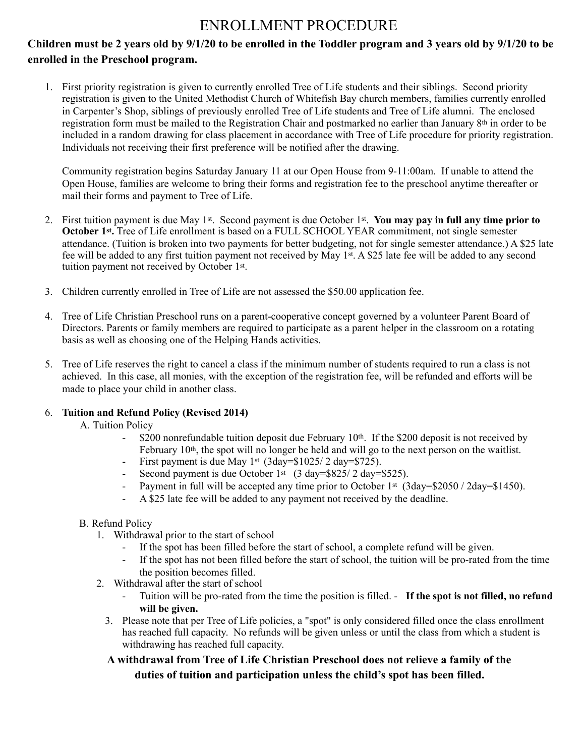# ENROLLMENT PROCEDURE

**Children must be 2 years old by 9/1/20 to be enrolled in the Toddler program and 3 years old by 9/1/20 to be enrolled in the Preschool program.**

1. First priority registration is given to currently enrolled Tree of Life students and their siblings. Second priority registration is given to the United Methodist Church of Whitefish Bay church members, families currently enrolled in Carpenter's Shop, siblings of previously enrolled Tree of Life students and Tree of Life alumni. The enclosed registration form must be mailed to the Registration Chair and postmarked no earlier than January 8th in order to be included in a random drawing for class placement in accordance with Tree of Life procedure for priority registration. Individuals not receiving their first preference will be notified after the drawing.

   Community registration begins Saturday January 11 at our Open House from 9-11:00am. If unable to attend the Open House, families are welcome to bring their forms and registration fee to the preschool anytime thereafter or mail their forms and payment to Tree of Life.

2. First tuition payment is due May 1st. Second payment is due October 1st. **You may pay in full any time prior to October 1st.** Tree of Life enrollment is based on a FULL SCHOOL YEAR commitment, not single semester attendance. (Tuition is broken into two payments for better budgeting, not for single semester attendance.) A $25 late fee will be added to any first tuition payment not received by May 1st. A $25 late fee will be added to any second tuition payment not received by October 1st.

3. Children currently enrolled in Tree of Life are not assessed the $50.00 application fee.

4. Tree of Life Christian Preschool runs on a parent-cooperative concept governed by a volunteer Parent Board of Directors. Parents or family members are required to participate as a parent helper in the classroom on a rotating basis as well as choosing one of the Helping Hands activities.

5. Tree of Life reserves the right to cancel a class if the minimum number of students required to run a class is not achieved. In this case, all monies, with the exception of the registration fee, will be refunded and efforts will be made to place your child in another class.

6. **Tuition and Refund Policy (Revised 2014)**

   A. Tuition Policy
   - $200 nonrefundable tuition deposit due February 10th. If the $200 deposit is not received by February 10th, the spot will no longer be held and will go to the next person on the waitlist.
   - First payment is due May 1st (3day=$1025/ 2 day=$725).
   - Second payment is due October 1st (3 day=$825/ 2 day=$525).
   - Payment in full will be accepted any time prior to October 1st (3day=$2050 / 2day=$1450).
   - A $25 late fee will be added to any payment not received by the deadline.

   B. Refund Policy
   1. Withdrawal prior to the start of school
      - If the spot has been filled before the start of school, a complete refund will be given.
      - If the spot has not been filled before the start of school, the tuition will be pro-rated from the time the position becomes filled.
   2. Withdrawal after the start of school
      - Tuition will be pro-rated from the time the position is filled. - **If the spot is not filled, no refund will be given.**
   3. Please note that per Tree of Life policies, a "spot" is only considered filled once the class enrollment has reached full capacity. No refunds will be given unless or until the class from which a student is withdrawing has reached full capacity.

**A withdrawal from Tree of Life Christian Preschool does not relieve a family of the duties of tuition and participation unless the child's spot has been filled.**